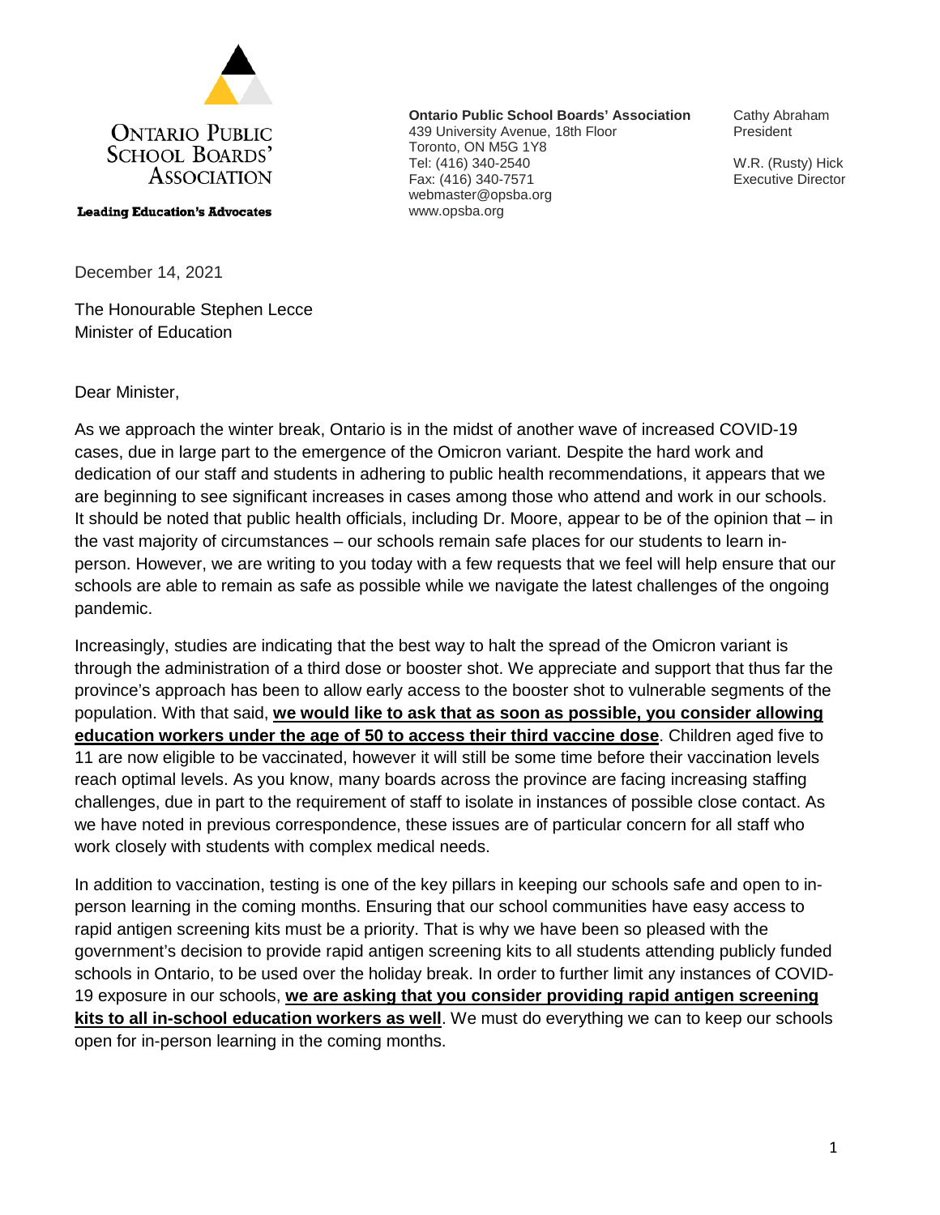**Ontario Public School Boards' Association**

**Leading Education's Advocates**

**Ontario Public School Boards' Association**
439 University Avenue, 18th Floor
Toronto, ON M5G 1Y8
Tel: (416) 340-2540
Fax: (416) 340-7571
webmaster@opsba.org
www.opsba.org

Cathy Abraham
President

W.R. (Rusty) Hick
Executive Director

December 14, 2021

The Honourable Stephen Lecce
Minister of Education

Dear Minister,

As we approach the winter break, Ontario is in the midst of another wave of increased COVID-19 cases, due in large part to the emergence of the Omicron variant. Despite the hard work and dedication of our staff and students in adhering to public health recommendations, it appears that we are beginning to see significant increases in cases among those who attend and work in our schools. It should be noted that public health officials, including Dr. Moore, appear to be of the opinion that – in the vast majority of circumstances – our schools remain safe places for our students to learn in-person. However, we are writing to you today with a few requests that we feel will help ensure that our schools are able to remain as safe as possible while we navigate the latest challenges of the ongoing pandemic.

Increasingly, studies are indicating that the best way to halt the spread of the Omicron variant is through the administration of a third dose or booster shot. We appreciate and support that thus far the province's approach has been to allow early access to the booster shot to vulnerable segments of the population. With that said, **we would like to ask that as soon as possible, you consider allowing education workers under the age of 50 to access their third vaccine dose**. Children aged five to 11 are now eligible to be vaccinated, however it will still be some time before their vaccination levels reach optimal levels. As you know, many boards across the province are facing increasing staffing challenges, due in part to the requirement of staff to isolate in instances of possible close contact. As we have noted in previous correspondence, these issues are of particular concern for all staff who work closely with students with complex medical needs.

In addition to vaccination, testing is one of the key pillars in keeping our schools safe and open to in-person learning in the coming months. Ensuring that our school communities have easy access to rapid antigen screening kits must be a priority. That is why we have been so pleased with the government's decision to provide rapid antigen screening kits to all students attending publicly funded schools in Ontario, to be used over the holiday break. In order to further limit any instances of COVID-19 exposure in our schools, **we are asking that you consider providing rapid antigen screening kits to all in-school education workers as well**. We must do everything we can to keep our schools open for in-person learning in the coming months.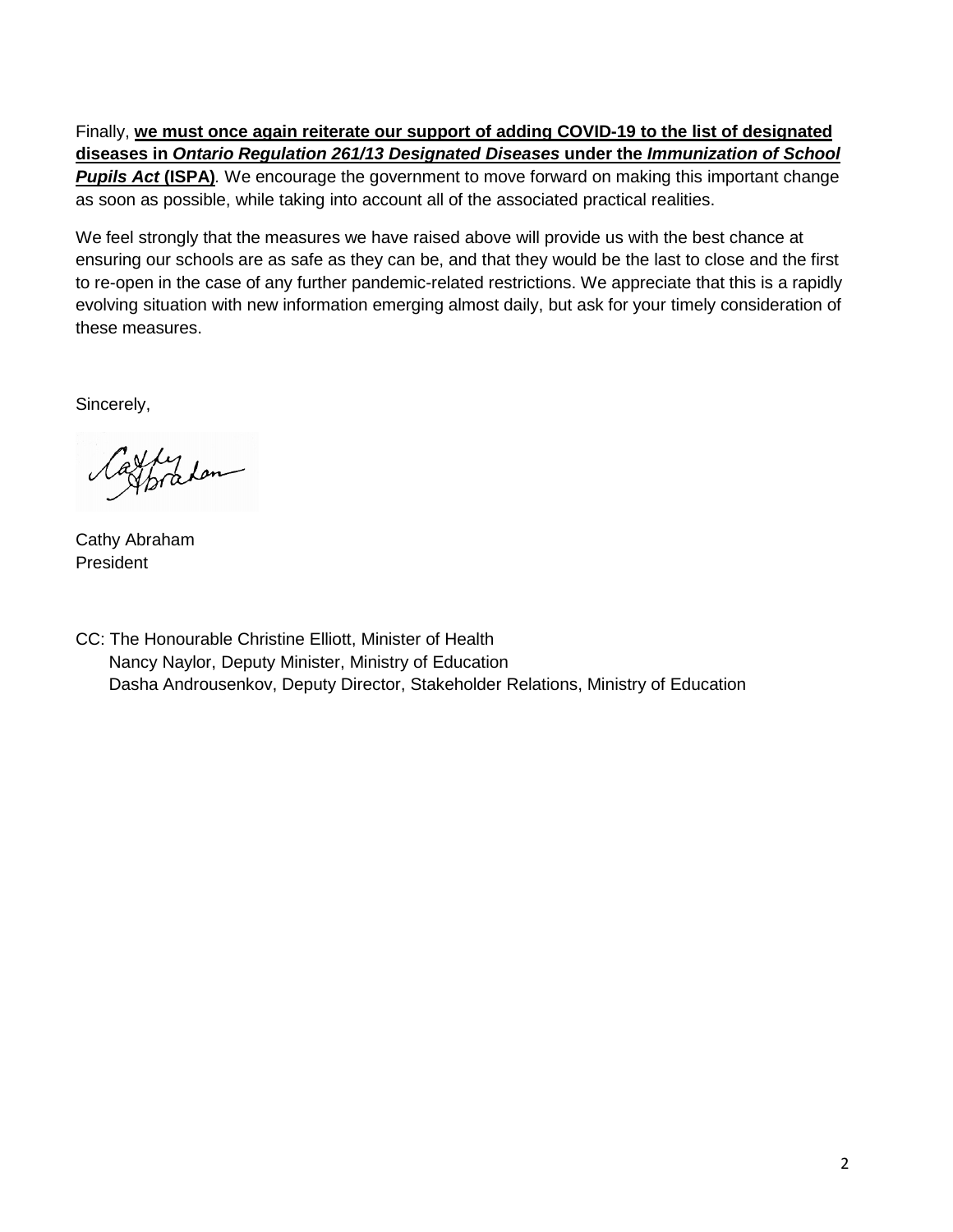Finally, **we must once again reiterate our support of adding COVID-19 to the list of designated diseases in *Ontario Regulation 261/13 Designated Diseases* under the *Immunization of School Pupils Act* (ISPA)**. We encourage the government to move forward on making this important change as soon as possible, while taking into account all of the associated practical realities.

We feel strongly that the measures we have raised above will provide us with the best chance at ensuring our schools are as safe as they can be, and that they would be the last to close and the first to re-open in the case of any further pandemic-related restrictions. We appreciate that this is a rapidly evolving situation with new information emerging almost daily, but ask for your timely consideration of these measures.

Sincerely,

Cathy Abraham
President

CC: The Honourable Christine Elliott, Minister of Health
Nancy Naylor, Deputy Minister, Ministry of Education
Dasha Androusenkov, Deputy Director, Stakeholder Relations, Ministry of Education